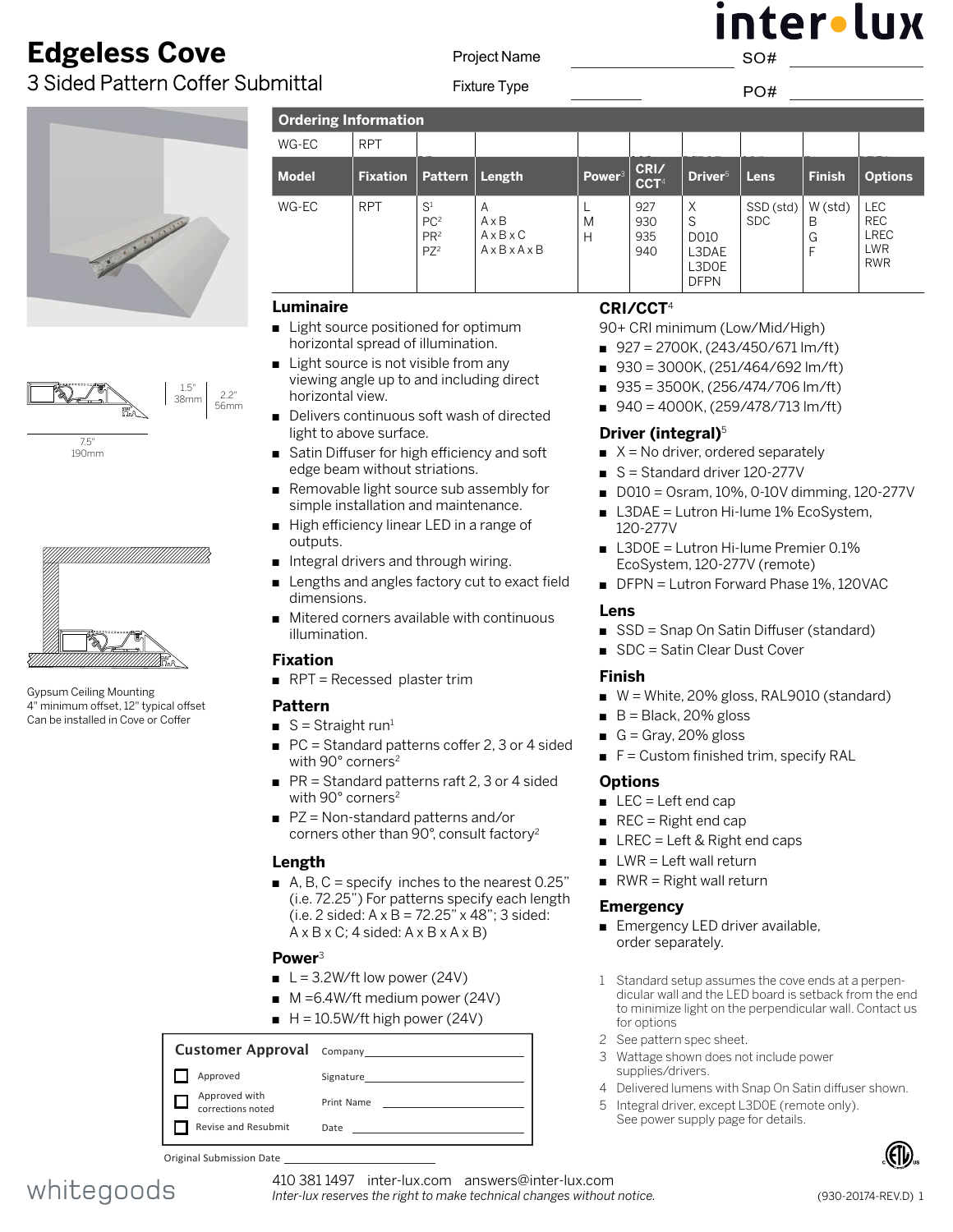# Edgeless Cove

## 3 Sided Pattern Coffer Submittal

Project Name ____________ SO# ____________

Fixture Type ____________ PO# ____________

inter•lux

1.5" 38mm

2.2" 56mm

7.5" 190mm

Gypsum Ceiling Mounting
4" minimum offset, 12" typical offset
Can be installed in Cove or Coffer

### Ordering Information

| WG-EC | RPT | | | | | | | | |
|---|---|---|---|---|---|---|---|---|---|
| **Model** | **Fixation** | **Pattern** | **Length** | **Power**[3] | **CRI/ CCT**[4] | **Driver**[5] | **Lens** | **Finish** | **Options** |
| WG-EC | RPT | S[1]<br>PC[2]<br>PR[2]<br>PZ[2] | A<br>A x B<br>A x B x C<br>A x B x A x B | L<br>M<br>H | 927<br>930<br>935<br>940 | X<br>S<br>D010<br>L3DAE<br>L3DOE<br>DFPN | SSD (std)<br>SDC | W (std)<br>B<br>G<br>F | LEC<br>REC<br>LREC<br>LWR<br>RWR |

### Luminaire

- Light source positioned for optimum horizontal spread of illumination.
- Light source is not visible from any viewing angle up to and including direct horizontal view.
- Delivers continuous soft wash of directed light to above surface.
- Satin Diffuser for high efficiency and soft edge beam without striations.
- Removable light source sub assembly for simple installation and maintenance.
- High efficiency linear LED in a range of outputs.
- Integral drivers and through wiring.
- Lengths and angles factory cut to exact field dimensions.
- Mitered corners available with continuous illumination.

### Fixation

- RPT = Recessed plaster trim

### Pattern

- S = Straight run[1]
- PC = Standard patterns coffer 2, 3 or 4 sided with 90° corners[2]
- PR = Standard patterns raft 2, 3 or 4 sided with 90° corners[2]
- PZ = Non-standard patterns and/or corners other than 90°, consult factory[2]

### Length

- A, B, C = specify inches to the nearest 0.25" (i.e. 72.25") For patterns specify each length (i.e. 2 sided: A x B = 72.25" x 48"; 3 sided: A x B x C; 4 sided: A x B x A x B)

### Power[3]

- L = 3.2W/ft low power (24V)
- M =6.4W/ft medium power (24V)
- H = 10.5W/ft high power (24V)

### CRI/CCT[4]

90+ CRI minimum (Low/Mid/High)

- 927 = 2700K, (243/450/671 lm/ft)
- 930 = 3000K, (251/464/692 lm/ft)
- 935 = 3500K, (256/474/706 lm/ft)
- 940 = 4000K, (259/478/713 lm/ft)

### Driver (integral)[5]

- X = No driver, ordered separately
- S = Standard driver 120-277V
- D010 = Osram, 10%, 0-10V dimming, 120-277V
- L3DAE = Lutron Hi-lume 1% EcoSystem, 120-277V
- L3DOE = Lutron Hi-lume Premier 0.1% EcoSystem, 120-277V (remote)
- DFPN = Lutron Forward Phase 1%, 120VAC

### Lens

- SSD = Snap On Satin Diffuser (standard)
- SDC = Satin Clear Dust Cover

### Finish

- W = White, 20% gloss, RAL9010 (standard)
- B = Black, 20% gloss
- G = Gray, 20% gloss
- F = Custom finished trim, specify RAL

### Options

- LEC = Left end cap
- REC = Right end cap
- LREC = Left & Right end caps
- LWR = Left wall return
- RWR = Right wall return

### Emergency

- Emergency LED driver available, order separately.

1 Standard setup assumes the cove ends at a perpendicular wall and the LED board is setback from the end to minimize light on the perpendicular wall. Contact us for options
2 See pattern spec sheet.
3 Wattage shown does not include power supplies/drivers.
4 Delivered lumens with Snap On Satin diffuser shown.
5 Integral driver, except L3DOE (remote only). See power supply page for details.

**Customer Approval**

- ☐ Approved
- ☐ Approved with corrections noted
- ☐ Revise and Resubmit

Company ____________
Signature ____________
Print Name ____________
Date ____________

Original Submission Date ____________

whitegoods

410 381 1497 inter-lux.com answers@inter-lux.com
*Inter-lux reserves the right to make technical changes without notice.*

(930-20174-REV.D)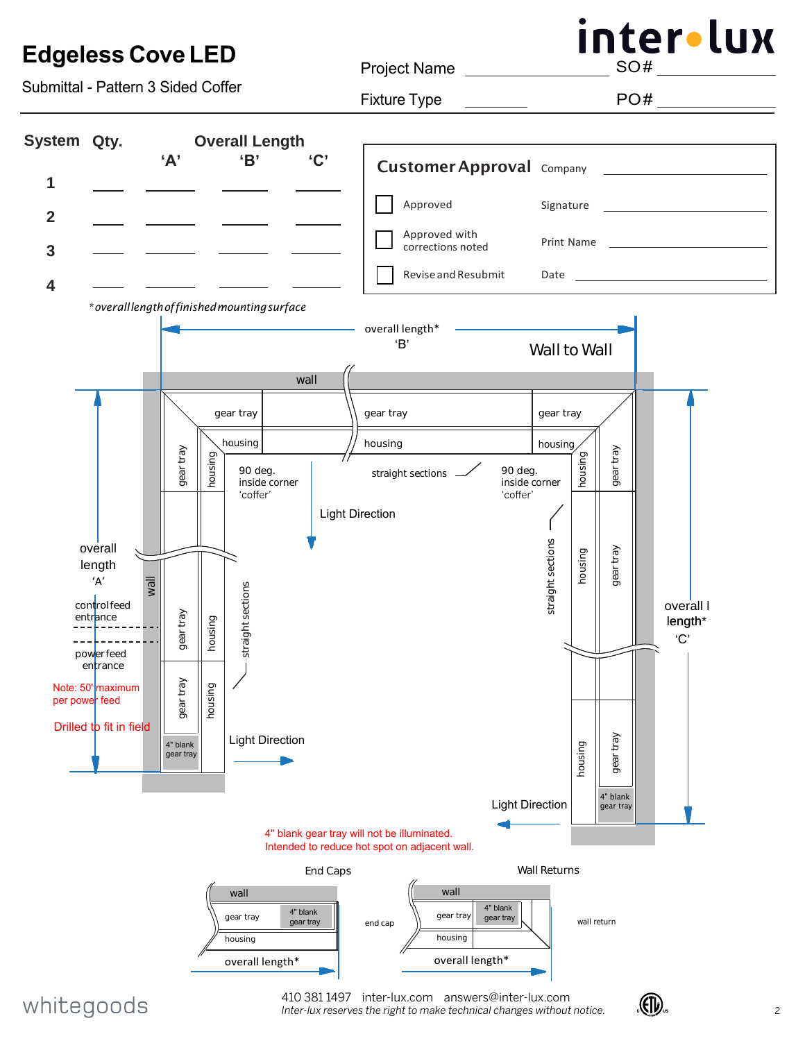# Edgeless Cove LED

Submittal - Pattern 3 Sided Coffer

inter•lux

Project Name ____________ SO# ____________

Fixture Type ________ PO# ____________

| System | Qty. | Overall Length 'A' | 'B' | 'C' |
|---|---|---|---|---|
| 1 | | | | |
| 2 | | | | |
| 3 | | | | |
| 4 | | | | |

*overall length of finished mounting surface

**Customer Approval**

- ☐ Approved
- ☐ Approved with corrections noted
- ☐ Revise and Resubmit

Company ____________

Signature ____________

Print Name ____________

Date ____________

overall length* 'B'

Wall to Wall

wall

gear tray

housing

90 deg. inside corner 'coffer'

straight sections

Light Direction

overall length 'A'

overall length* 'C'

control feed entrance

power feed entrance

Note: 50' maximum per power feed

Drilled to fit in field

4" blank gear tray

4" blank gear tray will not be illuminated.
Intended to reduce hot spot on adjacent wall.

End Caps

wall

gear tray

4" blank gear tray

housing

overall length*

end cap

Wall Returns

wall

gear tray

4" blank gear tray

housing

overall length*

wall return

whitegoods

410 381 1497 inter-lux.com answers@inter-lux.com

*Inter-lux reserves the right to make technical changes without notice.*